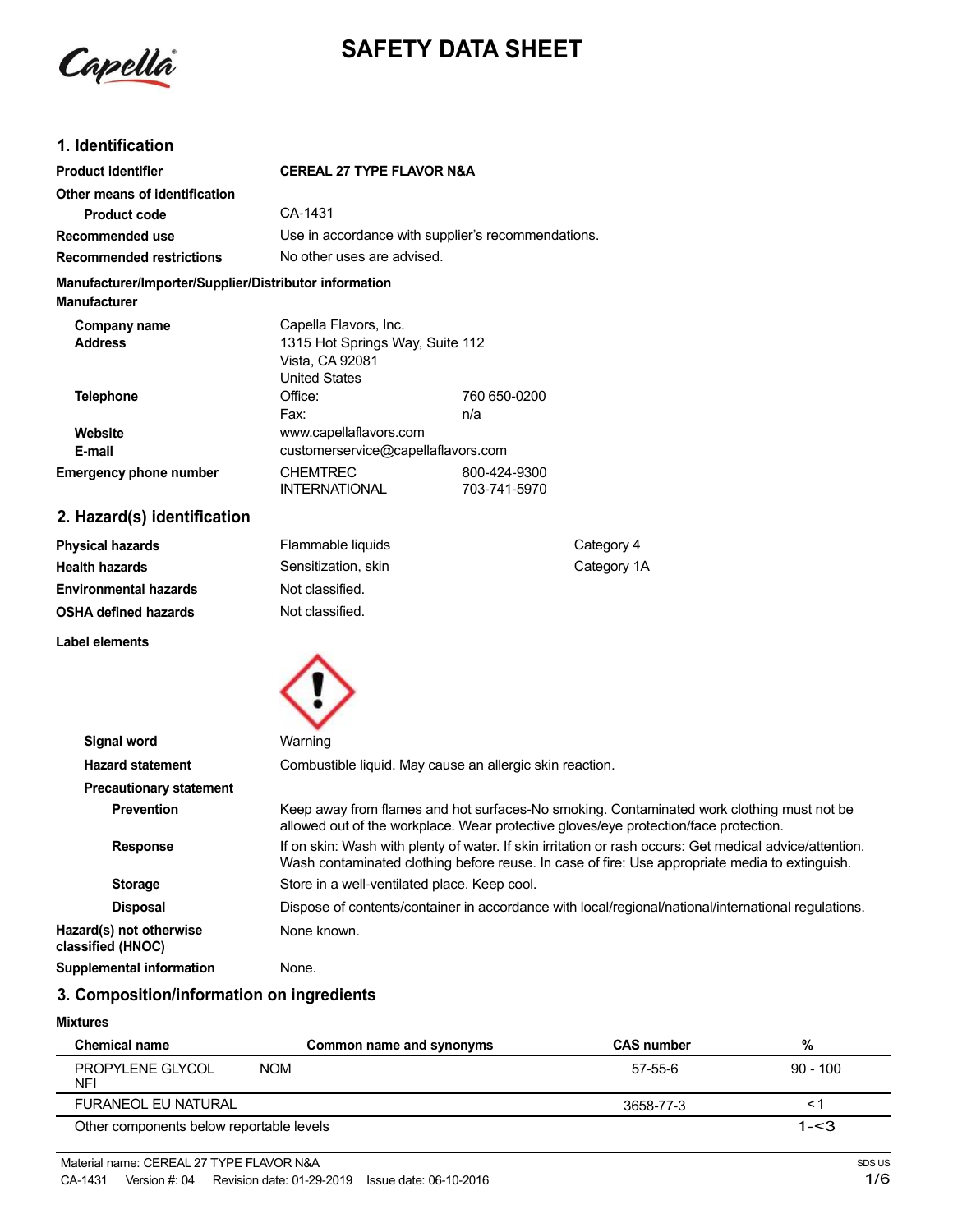# SAFETY DATA SHEET

## 1. Identification

| | |
|---|---|
| **Product identifier** | **CEREAL 27 TYPE FLAVOR N&A** |
| **Other means of identification** | |
| **Product code** | CA-1431 |
| **Recommended use** | Use in accordance with supplier's recommendations. |
| **Recommended restrictions** | No other uses are advised. |

**Manufacturer/Importer/Supplier/Distributor information**

**Manufacturer**

| | | |
|---|---|---|
| **Company name** | Capella Flavors, Inc. | |
| **Address** | 1315 Hot Springs Way, Suite 112<br>Vista, CA 92081<br>United States | |
| **Telephone** | Office: | 760 650-0200 |
| | Fax: | n/a |
| **Website** | www.capellaflavors.com | |
| **E-mail** | customerservice@capellaflavors.com | |
| **Emergency phone number** | CHEMTREC | 800-424-9300 |
| | INTERNATIONAL | 703-741-5970 |

## 2. Hazard(s) identification

| | | |
|---|---|---|
| **Physical hazards** | Flammable liquids | Category 4 |
| **Health hazards** | Sensitization, skin | Category 1A |
| **Environmental hazards** | Not classified. | |
| **OSHA defined hazards** | Not classified. | |

**Label elements**

| | |
|---|---|
| **Signal word** | Warning |
| **Hazard statement** | Combustible liquid. May cause an allergic skin reaction. |
| **Precautionary statement** | |
| **Prevention** | Keep away from flames and hot surfaces-No smoking. Contaminated work clothing must not be allowed out of the workplace. Wear protective gloves/eye protection/face protection. |
| **Response** | If on skin: Wash with plenty of water. If skin irritation or rash occurs: Get medical advice/attention. Wash contaminated clothing before reuse. In case of fire: Use appropriate media to extinguish. |
| **Storage** | Store in a well-ventilated place. Keep cool. |
| **Disposal** | Dispose of contents/container in accordance with local/regional/national/international regulations. |
| **Hazard(s) not otherwise classified (HNOC)** | None known. |
| **Supplemental information** | None. |

## 3. Composition/information on ingredients

**Mixtures**

| Chemical name | Common name and synonyms | CAS number | % |
|---|---|---|---|
| PROPYLENE GLYCOL NFI | NOM | 57-55-6 | 90 - 100 |
| FURANEOL EU NATURAL | | 3658-77-3 | < 1 |
| Other components below reportable levels | | | 1-<3 |

Material name: CEREAL 27 TYPE FLAVOR N&A

CA-1431 Version #: 04 Revision date: 01-29-2019 Issue date: 06-10-2016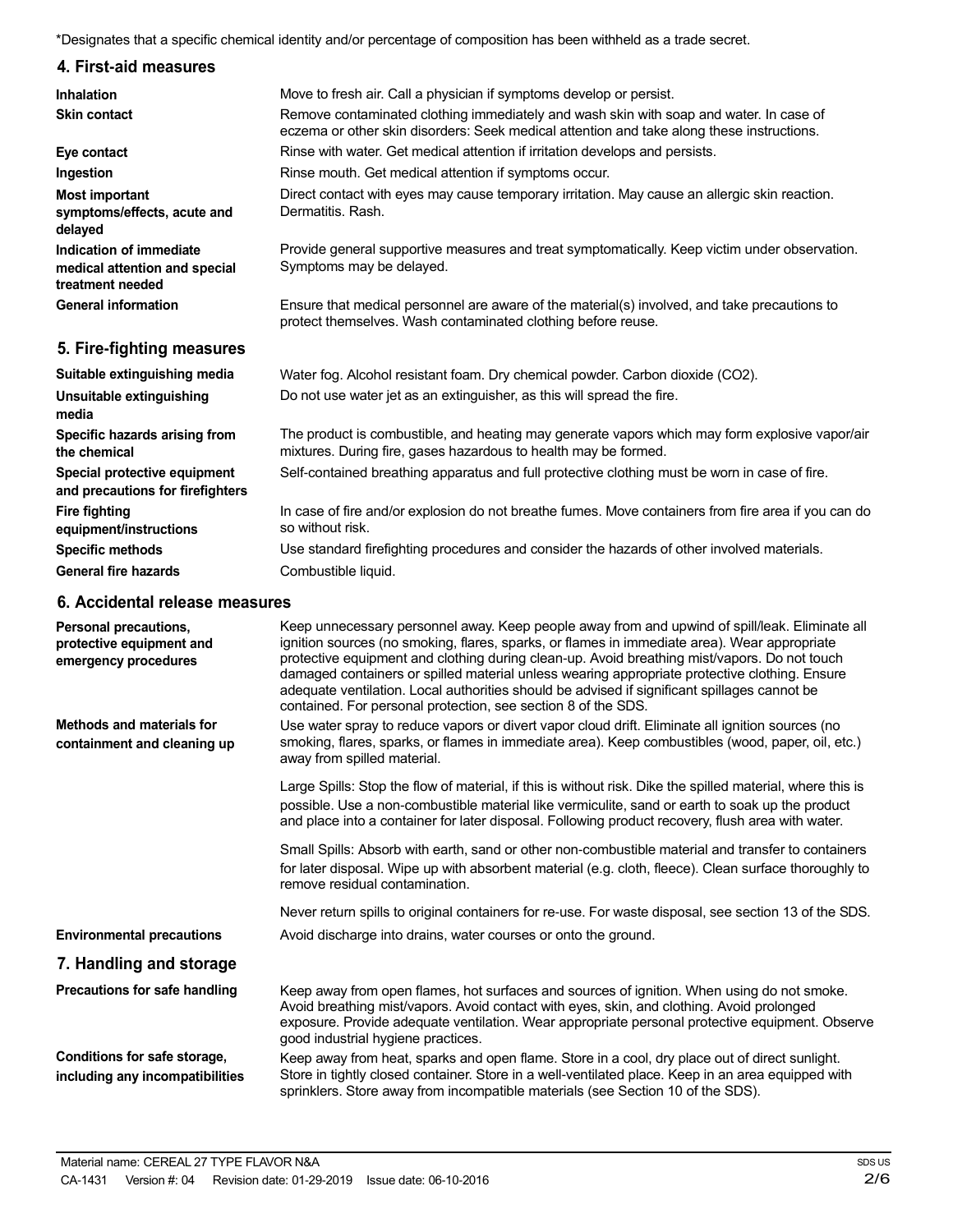*Designates that a specific chemical identity and/or percentage of composition has been withheld as a trade secret.

## 4. First-aid measures

**Inhalation**
Move to fresh air. Call a physician if symptoms develop or persist.

**Skin contact**
Remove contaminated clothing immediately and wash skin with soap and water. In case of eczema or other skin disorders: Seek medical attention and take along these instructions.

**Eye contact**
Rinse with water. Get medical attention if irritation develops and persists.

**Ingestion**
Rinse mouth. Get medical attention if symptoms occur.

**Most important symptoms/effects, acute and delayed**
Direct contact with eyes may cause temporary irritation. May cause an allergic skin reaction. Dermatitis. Rash.

**Indication of immediate medical attention and special treatment needed**
Provide general supportive measures and treat symptomatically. Keep victim under observation. Symptoms may be delayed.

**General information**
Ensure that medical personnel are aware of the material(s) involved, and take precautions to protect themselves. Wash contaminated clothing before reuse.

## 5. Fire-fighting measures

**Suitable extinguishing media**
Water fog. Alcohol resistant foam. Dry chemical powder. Carbon dioxide ($CO_2$).

**Unsuitable extinguishing media**
Do not use water jet as an extinguisher, as this will spread the fire.

**Specific hazards arising from the chemical**
The product is combustible, and heating may generate vapors which may form explosive vapor/air mixtures. During fire, gases hazardous to health may be formed.

**Special protective equipment and precautions for firefighters**
Self-contained breathing apparatus and full protective clothing must be worn in case of fire.

**Fire fighting equipment/instructions**
In case of fire and/or explosion do not breathe fumes. Move containers from fire area if you can do so without risk.

**Specific methods**
Use standard firefighting procedures and consider the hazards of other involved materials.

**General fire hazards**
Combustible liquid.

## 6. Accidental release measures

**Personal precautions, protective equipment and emergency procedures**
Keep unnecessary personnel away. Keep people away from and upwind of spill/leak. Eliminate all ignition sources (no smoking, flares, sparks, or flames in immediate area). Wear appropriate protective equipment and clothing during clean-up. Avoid breathing mist/vapors. Do not touch damaged containers or spilled material unless wearing appropriate protective clothing. Ensure adequate ventilation. Local authorities should be advised if significant spillages cannot be contained. For personal protection, see section 8 of the SDS.

**Methods and materials for containment and cleaning up**
Use water spray to reduce vapors or divert vapor cloud drift. Eliminate all ignition sources (no smoking, flares, sparks, or flames in immediate area). Keep combustibles (wood, paper, oil, etc.) away from spilled material.

Large Spills: Stop the flow of material, if this is without risk. Dike the spilled material, where this is possible. Use a non-combustible material like vermiculite, sand or earth to soak up the product and place into a container for later disposal. Following product recovery, flush area with water.

Small Spills: Absorb with earth, sand or other non-combustible material and transfer to containers for later disposal. Wipe up with absorbent material (e.g. cloth, fleece). Clean surface thoroughly to remove residual contamination.

Never return spills to original containers for re-use. For waste disposal, see section 13 of the SDS.

**Environmental precautions**
Avoid discharge into drains, water courses or onto the ground.

## 7. Handling and storage

**Precautions for safe handling**
Keep away from open flames, hot surfaces and sources of ignition. When using do not smoke. Avoid breathing mist/vapors. Avoid contact with eyes, skin, and clothing. Avoid prolonged exposure. Provide adequate ventilation. Wear appropriate personal protective equipment. Observe good industrial hygiene practices.

**Conditions for safe storage, including any incompatibilities**
Keep away from heat, sparks and open flame. Store in a cool, dry place out of direct sunlight. Store in tightly closed container. Store in a well-ventilated place. Keep in an area equipped with sprinklers. Store away from incompatible materials (see Section 10 of the SDS).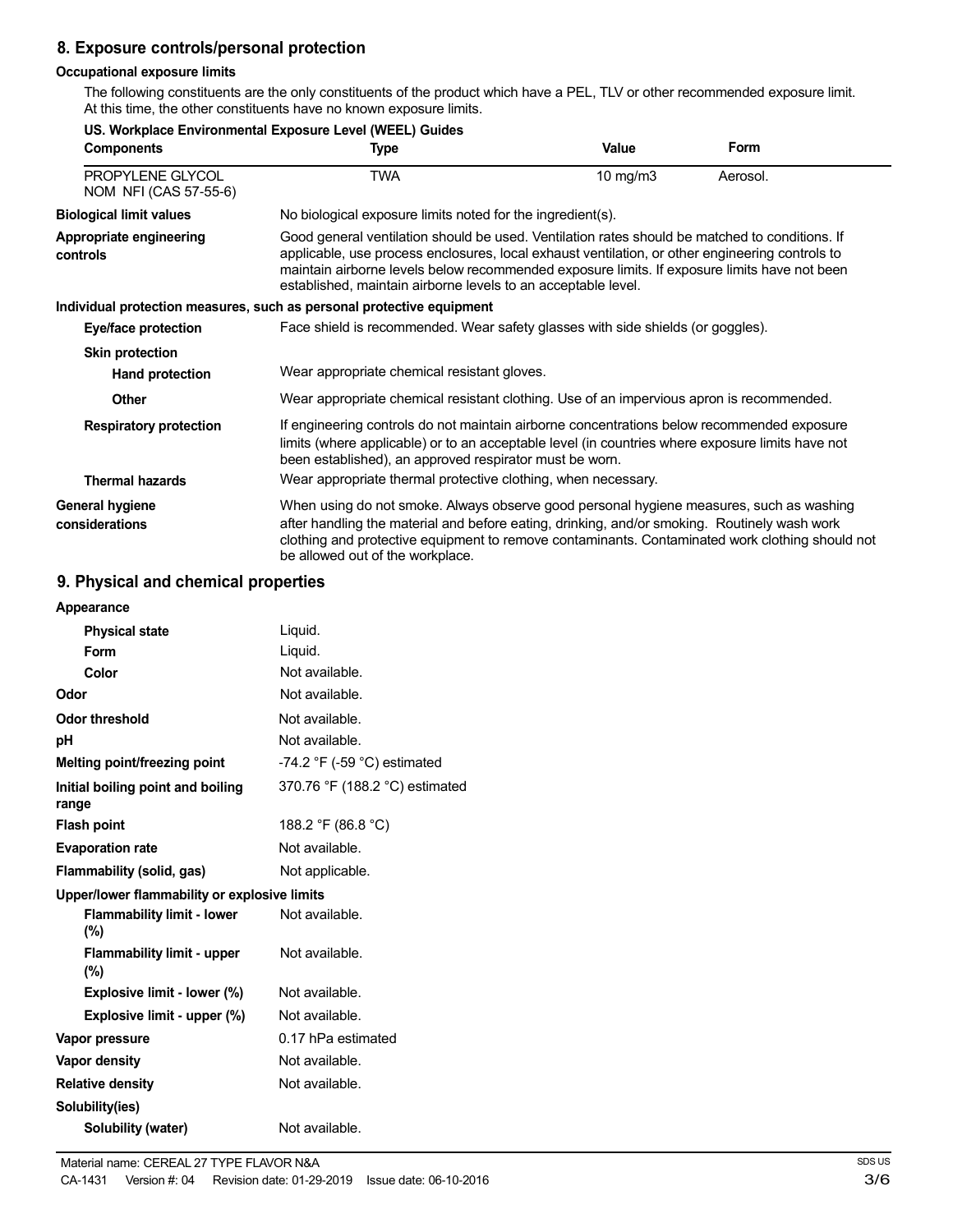## 8. Exposure controls/personal protection

### Occupational exposure limits

The following constituents are the only constituents of the product which have a PEL, TLV or other recommended exposure limit. At this time, the other constituents have no known exposure limits.

**US. Workplace Environmental Exposure Level (WEEL) Guides**

| Components | Type | Value | Form |
|---|---|---|---|
| PROPYLENE GLYCOL NOM NFI (CAS 57-55-6) | TWA | 10 mg/m3 | Aerosol. |

| | |
|---|---|
| **Biological limit values** | No biological exposure limits noted for the ingredient(s). |
| **Appropriate engineering controls** | Good general ventilation should be used. Ventilation rates should be matched to conditions. If applicable, use process enclosures, local exhaust ventilation, or other engineering controls to maintain airborne levels below recommended exposure limits. If exposure limits have not been established, maintain airborne levels to an acceptable level. |

**Individual protection measures, such as personal protective equipment**

| | |
|---|---|
| **Eye/face protection** | Face shield is recommended. Wear safety glasses with side shields (or goggles). |
| **Skin protection** | |
| **Hand protection** | Wear appropriate chemical resistant gloves. |
| **Other** | Wear appropriate chemical resistant clothing. Use of an impervious apron is recommended. |
| **Respiratory protection** | If engineering controls do not maintain airborne concentrations below recommended exposure limits (where applicable) or to an acceptable level (in countries where exposure limits have not been established), an approved respirator must be worn. |
| **Thermal hazards** | Wear appropriate thermal protective clothing, when necessary. |
| **General hygiene considerations** | When using do not smoke. Always observe good personal hygiene measures, such as washing after handling the material and before eating, drinking, and/or smoking. Routinely wash work clothing and protective equipment to remove contaminants. Contaminated work clothing should not be allowed out of the workplace. |

## 9. Physical and chemical properties

| | |
|---|---|
| **Appearance** | |
| **Physical state** | Liquid. |
| **Form** | Liquid. |
| **Color** | Not available. |
| **Odor** | Not available. |
| **Odor threshold** | Not available. |
| **pH** | Not available. |
| **Melting point/freezing point** | -74.2 °F (-59 °C) estimated |
| **Initial boiling point and boiling range** | 370.76 °F (188.2 °C) estimated |
| **Flash point** | 188.2 °F (86.8 °C) |
| **Evaporation rate** | Not available. |
| **Flammability (solid, gas)** | Not applicable. |
| **Upper/lower flammability or explosive limits** | |
| **Flammability limit - lower (%)** | Not available. |
| **Flammability limit - upper (%)** | Not available. |
| **Explosive limit - lower (%)** | Not available. |
| **Explosive limit - upper (%)** | Not available. |
| **Vapor pressure** | 0.17 hPa estimated |
| **Vapor density** | Not available. |
| **Relative density** | Not available. |
| **Solubility(ies)** | |
| **Solubility (water)** | Not available. |

Material name: CEREAL 27 TYPE FLAVOR N&A

CA-1431 Version #: 04 Revision date: 01-29-2019 Issue date: 06-10-2016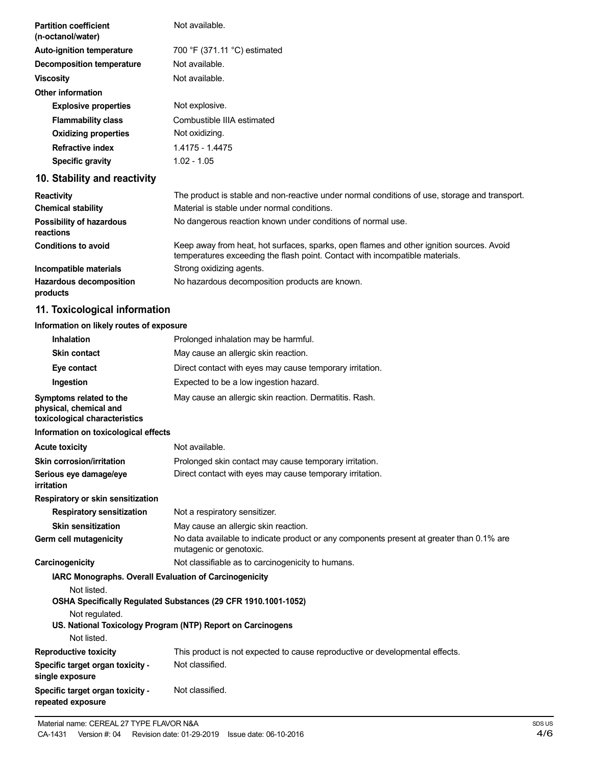| | |
|---|---|
| **Partition coefficient (n-octanol/water)** | Not available. |
| **Auto-ignition temperature** | 700 °F (371.11 °C) estimated |
| **Decomposition temperature** | Not available. |
| **Viscosity** | Not available. |
| **Other information** | |
| **Explosive properties** | Not explosive. |
| **Flammability class** | Combustible IIIA estimated |
| **Oxidizing properties** | Not oxidizing. |
| **Refractive index** | 1.4175 - 1.4475 |
| **Specific gravity** | 1.02 - 1.05 |

## 10. Stability and reactivity

| | |
|---|---|
| **Reactivity** | The product is stable and non-reactive under normal conditions of use, storage and transport. |
| **Chemical stability** | Material is stable under normal conditions. |
| **Possibility of hazardous reactions** | No dangerous reaction known under conditions of normal use. |
| **Conditions to avoid** | Keep away from heat, hot surfaces, sparks, open flames and other ignition sources. Avoid temperatures exceeding the flash point. Contact with incompatible materials. |
| **Incompatible materials** | Strong oxidizing agents. |
| **Hazardous decomposition products** | No hazardous decomposition products are known. |

## 11. Toxicological information

**Information on likely routes of exposure**

| | |
|---|---|
| **Inhalation** | Prolonged inhalation may be harmful. |
| **Skin contact** | May cause an allergic skin reaction. |
| **Eye contact** | Direct contact with eyes may cause temporary irritation. |
| **Ingestion** | Expected to be a low ingestion hazard. |
| **Symptoms related to the physical, chemical and toxicological characteristics** | May cause an allergic skin reaction. Dermatitis. Rash. |

**Information on toxicological effects**

| | |
|---|---|
| **Acute toxicity** | Not available. |
| **Skin corrosion/irritation** | Prolonged skin contact may cause temporary irritation. |
| **Serious eye damage/eye irritation** | Direct contact with eyes may cause temporary irritation. |
| **Respiratory or skin sensitization** | |
| **Respiratory sensitization** | Not a respiratory sensitizer. |
| **Skin sensitization** | May cause an allergic skin reaction. |
| **Germ cell mutagenicity** | No data available to indicate product or any components present at greater than 0.1% are mutagenic or genotoxic. |
| **Carcinogenicity** | Not classifiable as to carcinogenicity to humans. |

**IARC Monographs. Overall Evaluation of Carcinogenicity**

Not listed.

**OSHA Specifically Regulated Substances (29 CFR 1910.1001-1052)**

Not regulated.

**US. National Toxicology Program (NTP) Report on Carcinogens**

Not listed.

| | |
|---|---|
| **Reproductive toxicity** | This product is not expected to cause reproductive or developmental effects. |
| **Specific target organ toxicity - single exposure** | Not classified. |
| **Specific target organ toxicity - repeated exposure** | Not classified. |

Material name: CEREAL 27 TYPE FLAVOR N&A

CA-1431 Version #: 04 Revision date: 01-29-2019 Issue date: 06-10-2016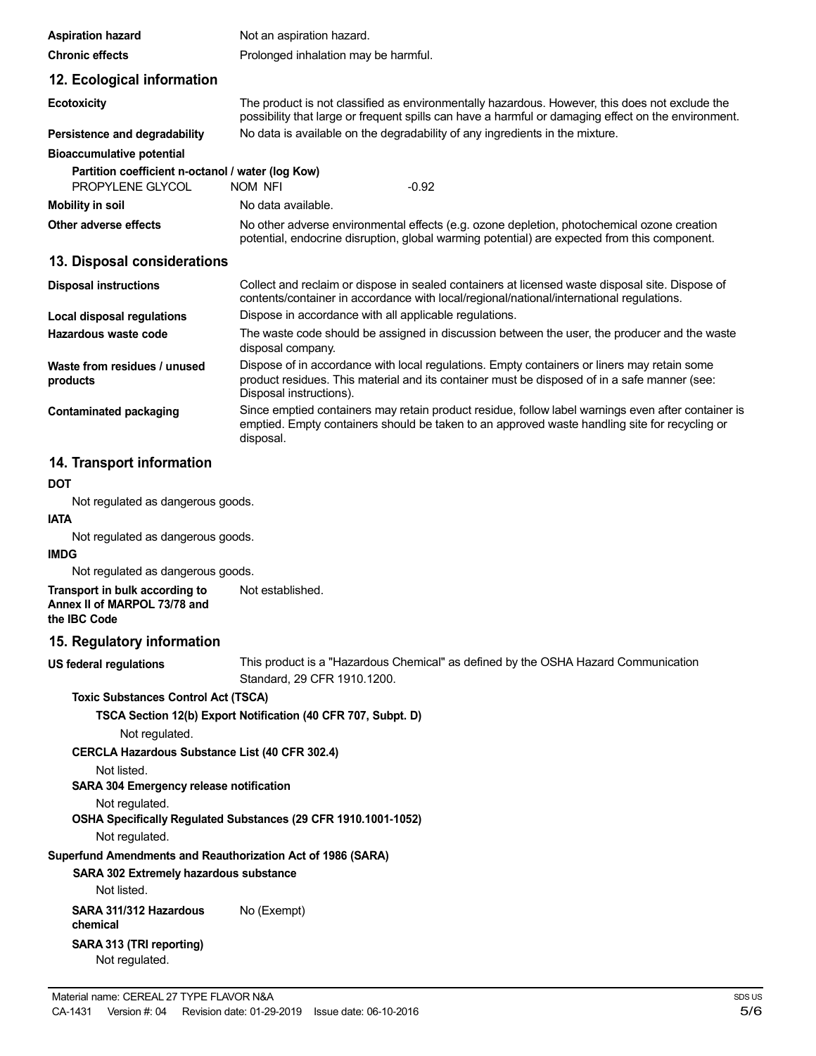**Aspiration hazard** Not an aspiration hazard.

**Chronic effects** Prolonged inhalation may be harmful.

## 12. Ecological information

**Ecotoxicity** The product is not classified as environmentally hazardous. However, this does not exclude the possibility that large or frequent spills can have a harmful or damaging effect on the environment.

**Persistence and degradability** No data is available on the degradability of any ingredients in the mixture.

**Bioaccumulative potential**

**Partition coefficient n-octanol / water (log Kow)**

| | | |
|---|---|---|
| PROPYLENE GLYCOL | NOM NFI | -0.92 |

**Mobility in soil** No data available.

**Other adverse effects** No other adverse environmental effects (e.g. ozone depletion, photochemical ozone creation potential, endocrine disruption, global warming potential) are expected from this component.

## 13. Disposal considerations

**Disposal instructions** Collect and reclaim or dispose in sealed containers at licensed waste disposal site. Dispose of contents/container in accordance with local/regional/national/international regulations.

**Local disposal regulations** Dispose in accordance with all applicable regulations.

**Hazardous waste code** The waste code should be assigned in discussion between the user, the producer and the waste disposal company.

**Waste from residues / unused products** Dispose of in accordance with local regulations. Empty containers or liners may retain some product residues. This material and its container must be disposed of in a safe manner (see: Disposal instructions).

**Contaminated packaging** Since emptied containers may retain product residue, follow label warnings even after container is emptied. Empty containers should be taken to an approved waste handling site for recycling or disposal.

## 14. Transport information

**DOT**

Not regulated as dangerous goods.

**IATA**

Not regulated as dangerous goods.

**IMDG**

Not regulated as dangerous goods.

**Transport in bulk according to Annex II of MARPOL 73/78 and the IBC Code** Not established.

## 15. Regulatory information

**US federal regulations** This product is a "Hazardous Chemical" as defined by the OSHA Hazard Communication Standard, 29 CFR 1910.1200.

**Toxic Substances Control Act (TSCA)**

**TSCA Section 12(b) Export Notification (40 CFR 707, Subpt. D)**

Not regulated.

**CERCLA Hazardous Substance List (40 CFR 302.4)**

Not listed.

**SARA 304 Emergency release notification**

Not regulated.

**OSHA Specifically Regulated Substances (29 CFR 1910.1001-1052)**

Not regulated.

**Superfund Amendments and Reauthorization Act of 1986 (SARA)**

**SARA 302 Extremely hazardous substance**

Not listed.

**SARA 311/312 Hazardous chemical** No (Exempt)

**SARA 313 (TRI reporting)**

Not regulated.

Material name: CEREAL 27 TYPE FLAVOR N&A

CA-1431 Version #: 04 Revision date: 01-29-2019 Issue date: 06-10-2016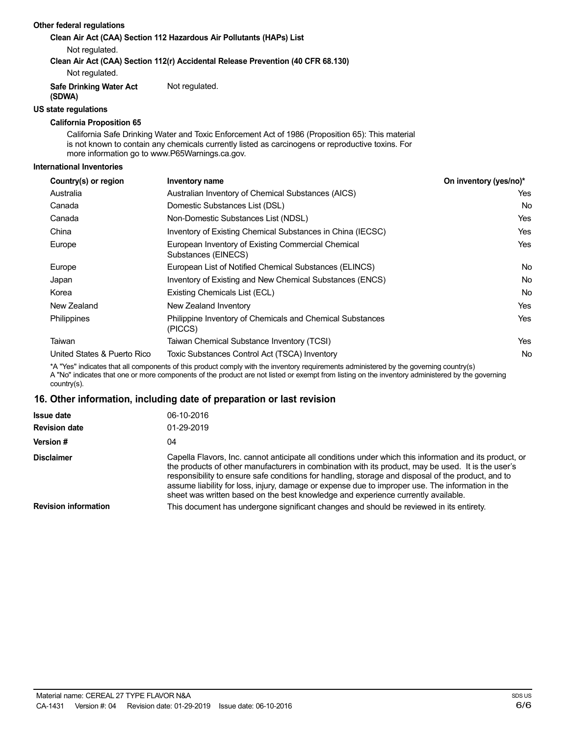**Other federal regulations**

**Clean Air Act (CAA) Section 112 Hazardous Air Pollutants (HAPs) List**

Not regulated.

**Clean Air Act (CAA) Section 112(r) Accidental Release Prevention (40 CFR 68.130)**

Not regulated.

**Safe Drinking Water Act (SDWA)** Not regulated.

**US state regulations**

**California Proposition 65**

California Safe Drinking Water and Toxic Enforcement Act of 1986 (Proposition 65): This material is not known to contain any chemicals currently listed as carcinogens or reproductive toxins. For more information go to www.P65Warnings.ca.gov.

**International Inventories**

| Country(s) or region | Inventory name | On inventory (yes/no)* |
|---|---|---|
| Australia | Australian Inventory of Chemical Substances (AICS) | Yes |
| Canada | Domestic Substances List (DSL) | No |
| Canada | Non-Domestic Substances List (NDSL) | Yes |
| China | Inventory of Existing Chemical Substances in China (IECSC) | Yes |
| Europe | European Inventory of Existing Commercial Chemical Substances (EINECS) | Yes |
| Europe | European List of Notified Chemical Substances (ELINCS) | No |
| Japan | Inventory of Existing and New Chemical Substances (ENCS) | No |
| Korea | Existing Chemicals List (ECL) | No |
| New Zealand | New Zealand Inventory | Yes |
| Philippines | Philippine Inventory of Chemicals and Chemical Substances (PICCS) | Yes |
| Taiwan | Taiwan Chemical Substance Inventory (TCSI) | Yes |
| United States & Puerto Rico | Toxic Substances Control Act (TSCA) Inventory | No |

*A "Yes" indicates that all components of this product comply with the inventory requirements administered by the governing country(s)
A "No" indicates that one or more components of the product are not listed or exempt from listing on the inventory administered by the governing country(s).

## 16. Other information, including date of preparation or last revision

**Issue date** 06-10-2016

**Revision date** 01-29-2019

**Version #** 04

**Disclaimer** Capella Flavors, Inc. cannot anticipate all conditions under which this information and its product, or the products of other manufacturers in combination with its product, may be used. It is the user's responsibility to ensure safe conditions for handling, storage and disposal of the product, and to assume liability for loss, injury, damage or expense due to improper use. The information in the sheet was written based on the best knowledge and experience currently available.

**Revision information** This document has undergone significant changes and should be reviewed in its entirety.